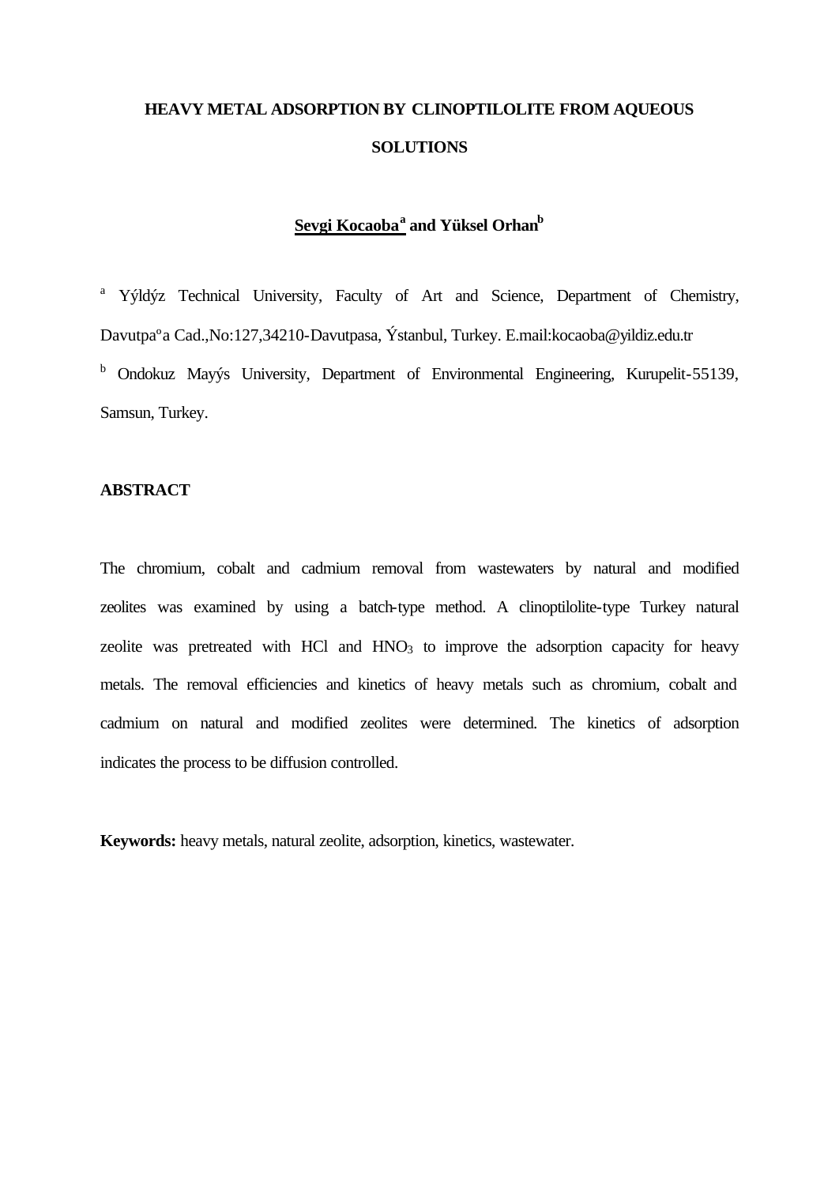# HEAVY METAL ADSORPTION BY CLINOPTILOLITE FROM AQUEOUS SOLUTIONS

**Sevgi Kocaoba**[a] **and Yüksel Orhan**[b]

[a] Yýldýz Technical University, Faculty of Art and Science, Department of Chemistry, Davutpaºa Cad.,No:127,34210-Davutpasa, Ýstanbul, Turkey. E.mail:kocaoba@yildiz.edu.tr

[b] Ondokuz Mayýs University, Department of Environmental Engineering, Kurupelit-55139, Samsun, Turkey.

## ABSTRACT

The chromium, cobalt and cadmium removal from wastewaters by natural and modified zeolites was examined by using a batch-type method. A clinoptilolite-type Turkey natural zeolite was pretreated with HCl and $HNO_3$ to improve the adsorption capacity for heavy metals. The removal efficiencies and kinetics of heavy metals such as chromium, cobalt and cadmium on natural and modified zeolites were determined. The kinetics of adsorption indicates the process to be diffusion controlled.

**Keywords:** heavy metals, natural zeolite, adsorption, kinetics, wastewater.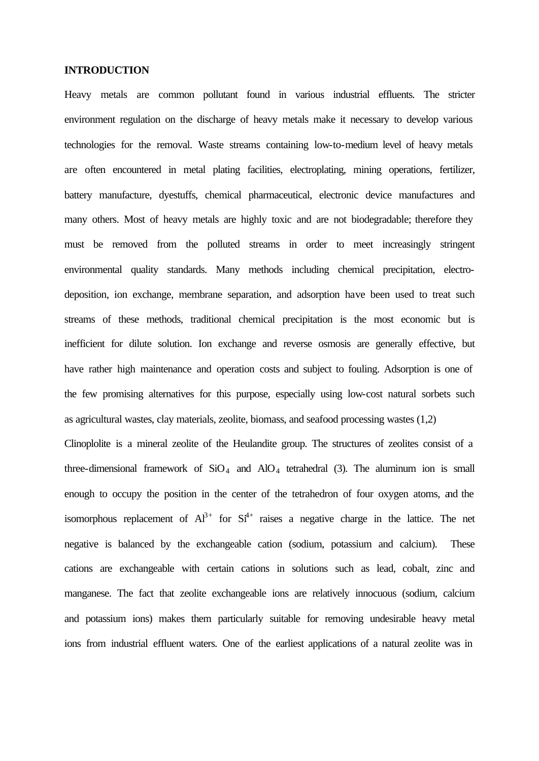## INTRODUCTION

Heavy metals are common pollutant found in various industrial effluents. The stricter environment regulation on the discharge of heavy metals make it necessary to develop various technologies for the removal. Waste streams containing low-to-medium level of heavy metals are often encountered in metal plating facilities, electroplating, mining operations, fertilizer, battery manufacture, dyestuffs, chemical pharmaceutical, electronic device manufactures and many others. Most of heavy metals are highly toxic and are not biodegradable; therefore they must be removed from the polluted streams in order to meet increasingly stringent environmental quality standards. Many methods including chemical precipitation, electro-deposition, ion exchange, membrane separation, and adsorption have been used to treat such streams of these methods, traditional chemical precipitation is the most economic but is inefficient for dilute solution. Ion exchange and reverse osmosis are generally effective, but have rather high maintenance and operation costs and subject to fouling. Adsorption is one of the few promising alternatives for this purpose, especially using low-cost natural sorbets such as agricultural wastes, clay materials, zeolite, biomass, and seafood processing wastes (1,2)

Clinoplolite is a mineral zeolite of the Heulandite group. The structures of zeolites consist of a three-dimensional framework of $SiO_4$ and $AlO_4$ tetrahedral (3). The aluminum ion is small enough to occupy the position in the center of the tetrahedron of four oxygen atoms, and the isomorphous replacement of $Al^{3+}$ for $Si^{4+}$ raises a negative charge in the lattice. The net negative is balanced by the exchangeable cation (sodium, potassium and calcium). These cations are exchangeable with certain cations in solutions such as lead, cobalt, zinc and manganese. The fact that zeolite exchangeable ions are relatively innocuous (sodium, calcium and potassium ions) makes them particularly suitable for removing undesirable heavy metal ions from industrial effluent waters. One of the earliest applications of a natural zeolite was in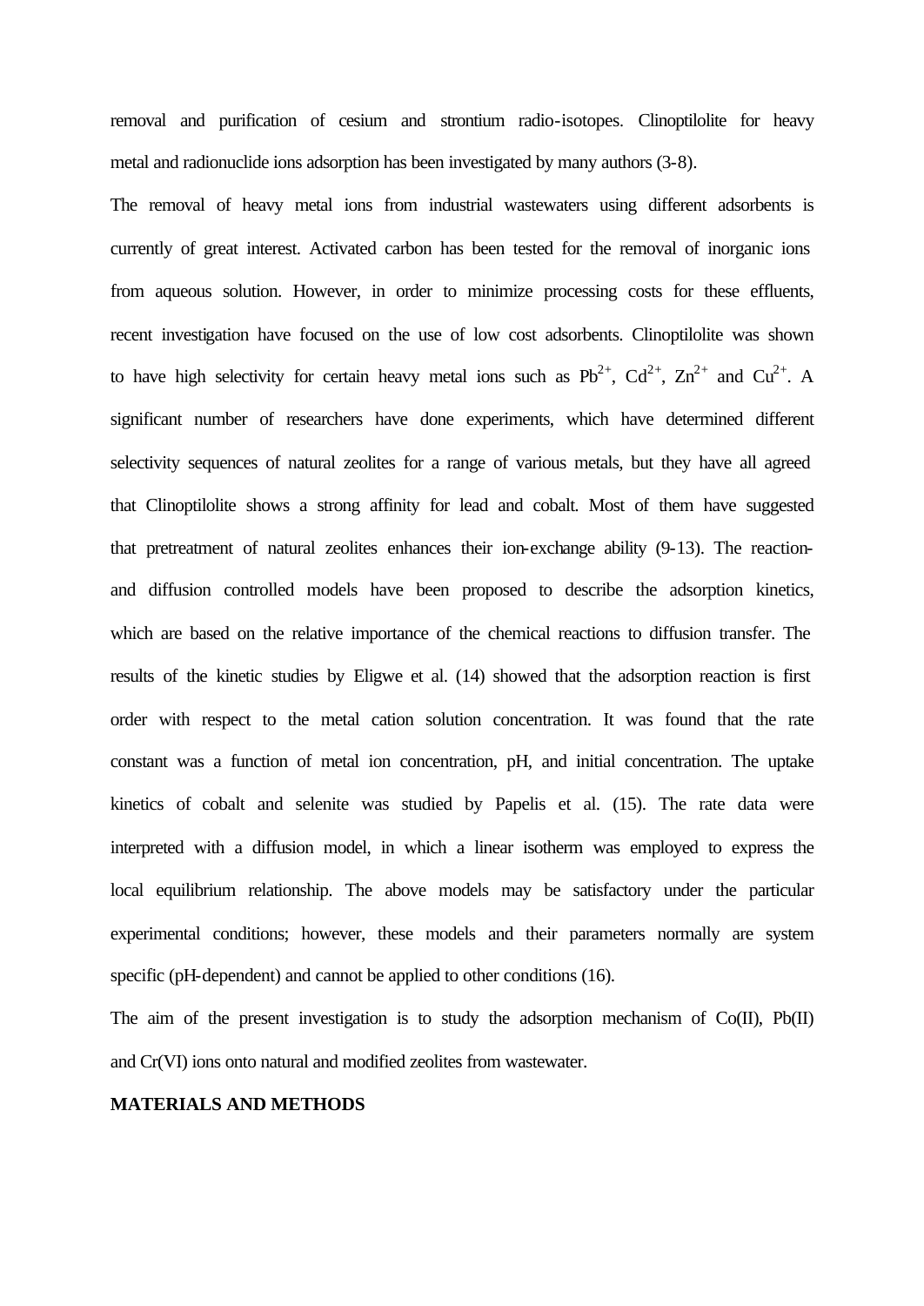removal and purification of cesium and strontium radio-isotopes. Clinoptilolite for heavy metal and radionuclide ions adsorption has been investigated by many authors (3-8).

The removal of heavy metal ions from industrial wastewaters using different adsorbents is currently of great interest. Activated carbon has been tested for the removal of inorganic ions from aqueous solution. However, in order to minimize processing costs for these effluents, recent investigation have focused on the use of low cost adsorbents. Clinoptilolite was shown to have high selectivity for certain heavy metal ions such as $Pb^{2+}$, $Cd^{2+}$, $Zn^{2+}$ and $Cu^{2+}$. A significant number of researchers have done experiments, which have determined different selectivity sequences of natural zeolites for a range of various metals, but they have all agreed that Clinoptilolite shows a strong affinity for lead and cobalt. Most of them have suggested that pretreatment of natural zeolites enhances their ion-exchange ability (9-13). The reaction- and diffusion controlled models have been proposed to describe the adsorption kinetics, which are based on the relative importance of the chemical reactions to diffusion transfer. The results of the kinetic studies by Eligwe et al. (14) showed that the adsorption reaction is first order with respect to the metal cation solution concentration. It was found that the rate constant was a function of metal ion concentration, pH, and initial concentration. The uptake kinetics of cobalt and selenite was studied by Papelis et al. (15). The rate data were interpreted with a diffusion model, in which a linear isotherm was employed to express the local equilibrium relationship. The above models may be satisfactory under the particular experimental conditions; however, these models and their parameters normally are system specific (pH-dependent) and cannot be applied to other conditions (16).

The aim of the present investigation is to study the adsorption mechanism of Co(II), Pb(II) and Cr(VI) ions onto natural and modified zeolites from wastewater.

## MATERIALS AND METHODS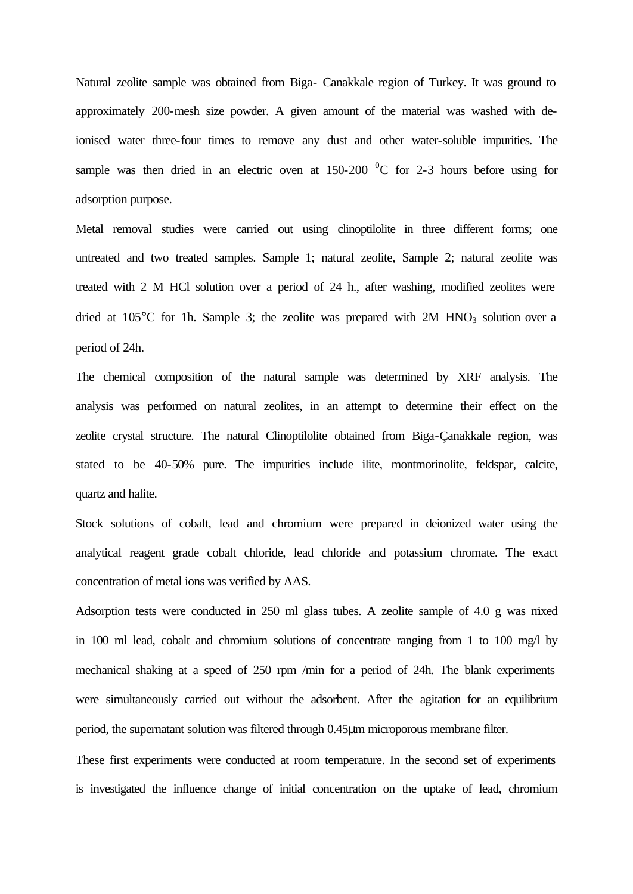Natural zeolite sample was obtained from Biga- Canakkale region of Turkey. It was ground to approximately 200-mesh size powder. A given amount of the material was washed with de-ionised water three-four times to remove any dust and other water-soluble impurities. The sample was then dried in an electric oven at 150-200 $^{0}$C for 2-3 hours before using for adsorption purpose.

Metal removal studies were carried out using clinoptilolite in three different forms; one untreated and two treated samples. Sample 1; natural zeolite, Sample 2; natural zeolite was treated with 2 M HCl solution over a period of 24 h., after washing, modified zeolites were dried at 105°C for 1h. Sample 3; the zeolite was prepared with 2M $HNO_3$ solution over a period of 24h.

The chemical composition of the natural sample was determined by XRF analysis. The analysis was performed on natural zeolites, in an attempt to determine their effect on the zeolite crystal structure. The natural Clinoptilolite obtained from Biga-Çanakkale region, was stated to be 40-50% pure. The impurities include ilite, montmorinolite, feldspar, calcite, quartz and halite.

Stock solutions of cobalt, lead and chromium were prepared in deionized water using the analytical reagent grade cobalt chloride, lead chloride and potassium chromate. The exact concentration of metal ions was verified by AAS.

Adsorption tests were conducted in 250 ml glass tubes. A zeolite sample of 4.0 g was mixed in 100 ml lead, cobalt and chromium solutions of concentrate ranging from 1 to 100 mg/l by mechanical shaking at a speed of 250 rpm /min for a period of 24h. The blank experiments were simultaneously carried out without the adsorbent. After the agitation for an equilibrium period, the supernatant solution was filtered through 0.45μm microporous membrane filter.

These first experiments were conducted at room temperature. In the second set of experiments is investigated the influence change of initial concentration on the uptake of lead, chromium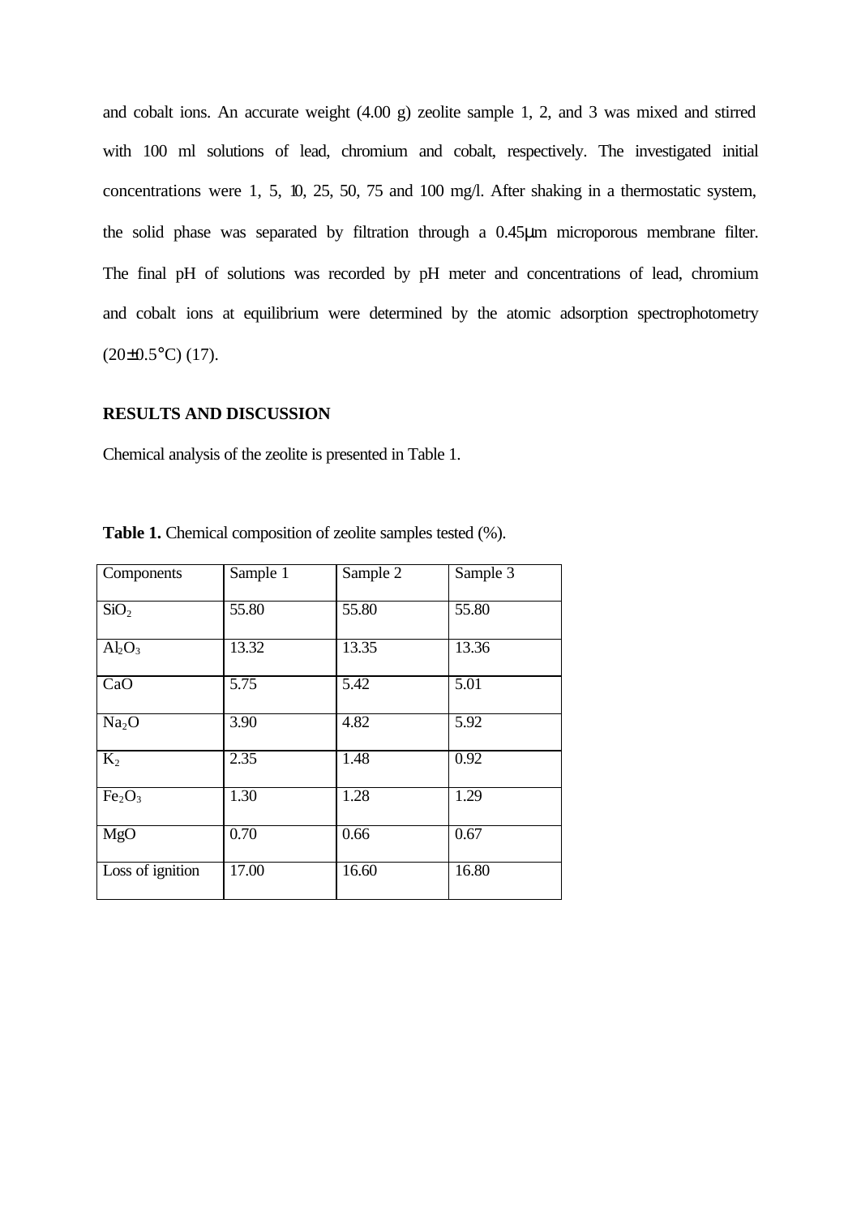and cobalt ions. An accurate weight (4.00 g) zeolite sample 1, 2, and 3 was mixed and stirred with 100 ml solutions of lead, chromium and cobalt, respectively. The investigated initial concentrations were 1, 5, 10, 25, 50, 75 and 100 mg/l. After shaking in a thermostatic system, the solid phase was separated by filtration through a 0.45μm microporous membrane filter. The final pH of solutions was recorded by pH meter and concentrations of lead, chromium and cobalt ions at equilibrium were determined by the atomic adsorption spectrophotometry (20±0.5°C) (17).

## RESULTS AND DISCUSSION

Chemical analysis of the zeolite is presented in Table 1.

**Table 1.** Chemical composition of zeolite samples tested (%).

| Components | Sample 1 | Sample 2 | Sample 3 |
|---|---|---|---|
| $SiO_2$ | 55.80 | 55.80 | 55.80 |
| $Al_2O_3$ | 13.32 | 13.35 | 13.36 |
| CaO | 5.75 | 5.42 | 5.01 |
| $Na_2O$ | 3.90 | 4.82 | 5.92 |
| $K_2$ | 2.35 | 1.48 | 0.92 |
| $Fe_2O_3$ | 1.30 | 1.28 | 1.29 |
| MgO | 0.70 | 0.66 | 0.67 |
| Loss of ignition | 17.00 | 16.60 | 16.80 |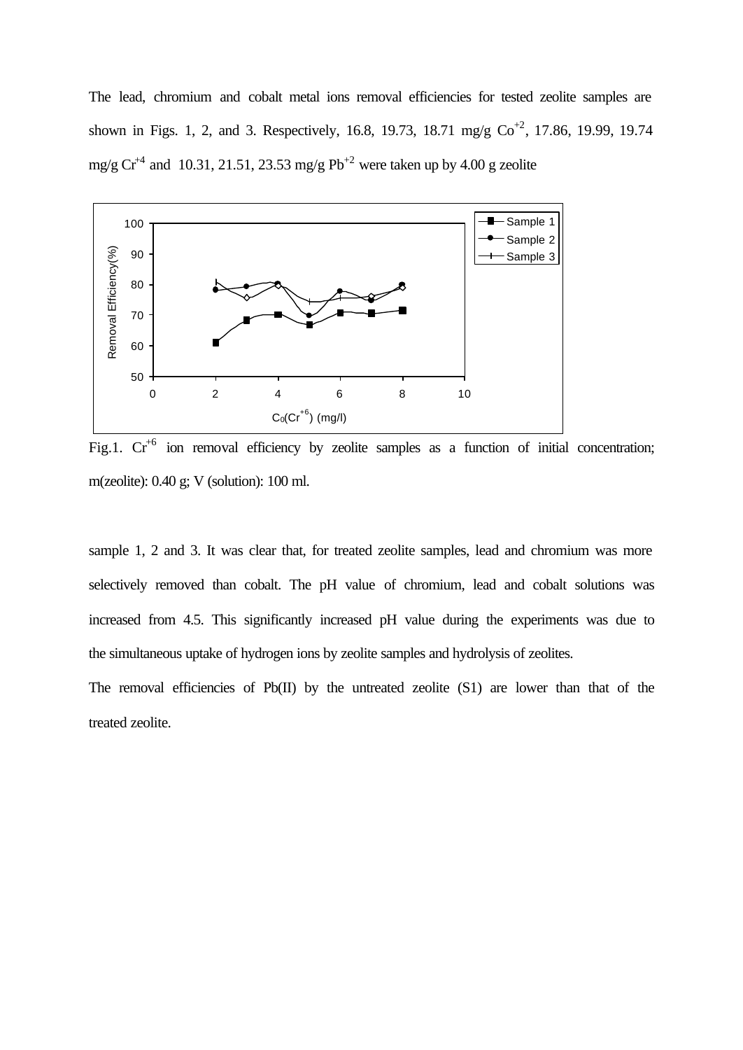The lead, chromium and cobalt metal ions removal efficiencies for tested zeolite samples are shown in Figs. 1, 2, and 3. Respectively, 16.8, 19.73, 18.71 mg/g $Co^{+2}$, 17.86, 19.99, 19.74 mg/g $Cr^{+4}$ and 10.31, 21.51, 23.53 mg/g $Pb^{+2}$ were taken up by 4.00 g zeolite

Fig.1. $Cr^{+6}$ ion removal efficiency by zeolite samples as a function of initial concentration; m(zeolite): 0.40 g; V (solution): 100 ml.

sample 1, 2 and 3. It was clear that, for treated zeolite samples, lead and chromium was more selectively removed than cobalt. The pH value of chromium, lead and cobalt solutions was increased from 4.5. This significantly increased pH value during the experiments was due to the simultaneous uptake of hydrogen ions by zeolite samples and hydrolysis of zeolites.

The removal efficiencies of Pb(II) by the untreated zeolite (S1) are lower than that of the treated zeolite.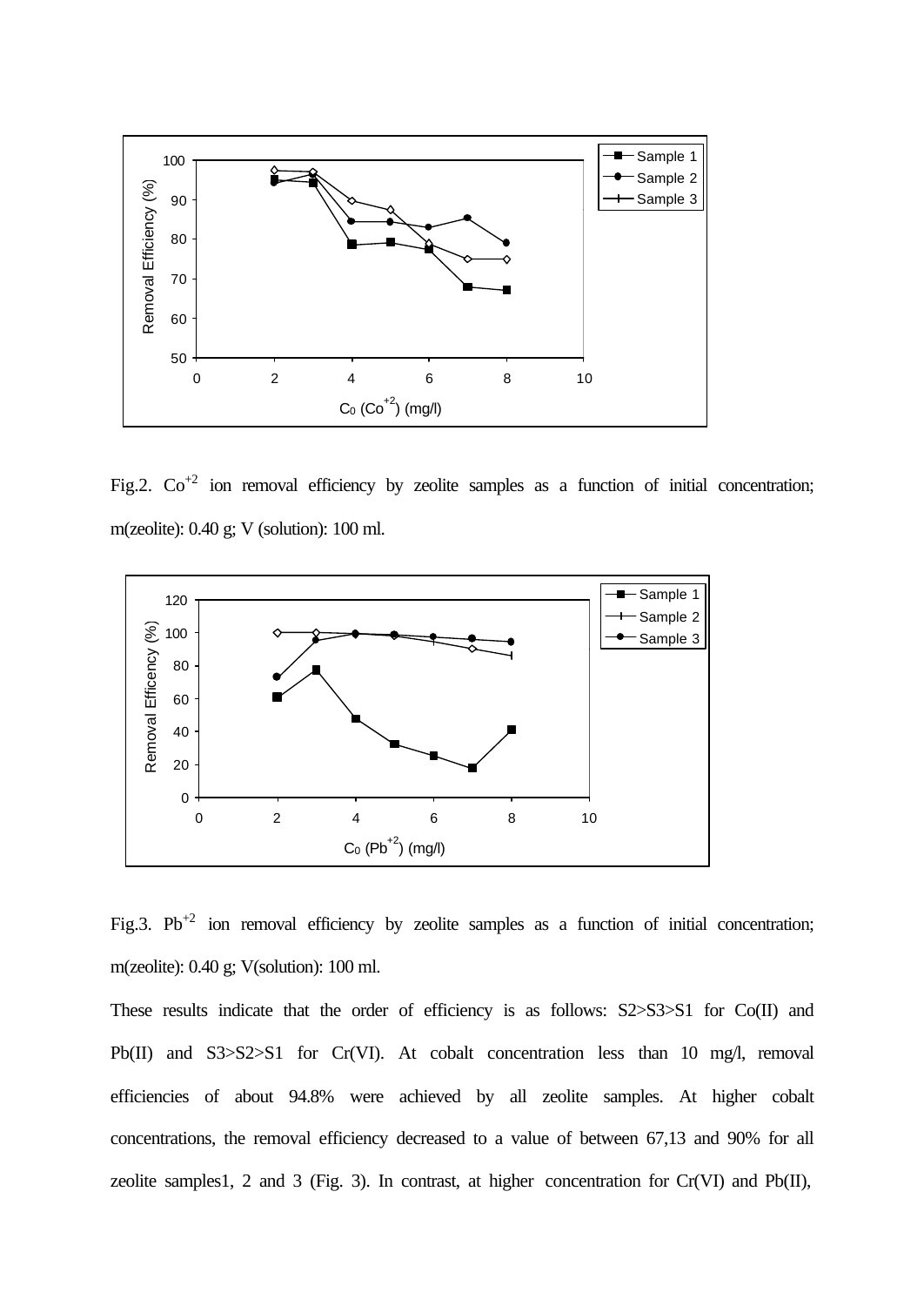Fig.2. $Co^{+2}$ ion removal efficiency by zeolite samples as a function of initial concentration; m(zeolite): 0.40 g; V (solution): 100 ml.

Fig.3. $Pb^{+2}$ ion removal efficiency by zeolite samples as a function of initial concentration; m(zeolite): 0.40 g; V(solution): 100 ml.

These results indicate that the order of efficiency is as follows: S2>S3>S1 for Co(II) and Pb(II) and S3>S2>S1 for Cr(VI). At cobalt concentration less than 10 mg/l, removal efficiencies of about 94.8% were achieved by all zeolite samples. At higher cobalt concentrations, the removal efficiency decreased to a value of between 67,13 and 90% for all zeolite samples1, 2 and 3 (Fig. 3). In contrast, at higher concentration for Cr(VI) and Pb(II),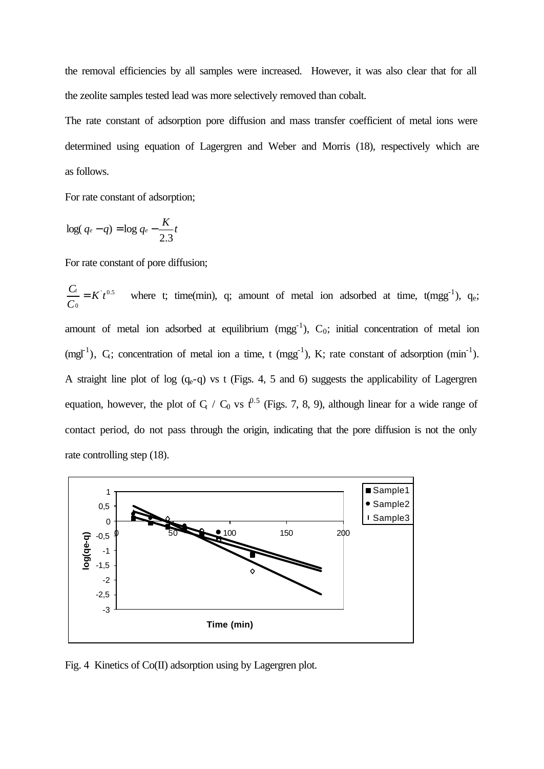the removal efficiencies by all samples were increased. However, it was also clear that for all the zeolite samples tested lead was more selectively removed than cobalt.

The rate constant of adsorption pore diffusion and mass transfer coefficient of metal ions were determined using equation of Lagergren and Weber and Morris (18), respectively which are as follows.

For rate constant of adsorption;

$$\log(q_e - q) = \log q_e - \frac{K}{2.3}t$$

For rate constant of pore diffusion;

$$\frac{C_t}{C_0} = K^{'} t^{0.5}$$

where t; time(min), q; amount of metal ion adsorbed at time, t($mgg^{-1}$), $q_e$; amount of metal ion adsorbed at equilibrium ($mgg^{-1}$), $C_0$; initial concentration of metal ion ($mgl^{-1}$), $C_t$; concentration of metal ion a time, t ($mgg^{-1}$), K; rate constant of adsorption ($min^{-1}$). A straight line plot of log ($q_e$-q) vs t (Figs. 4, 5 and 6) suggests the applicability of Lagergren equation, however, the plot of $C_t$ / $C_0$ vs $t^{0.5}$ (Figs. 7, 8, 9), although linear for a wide range of contact period, do not pass through the origin, indicating that the pore diffusion is not the only rate controlling step (18).

Fig. 4 Kinetics of Co(II) adsorption using by Lagergren plot.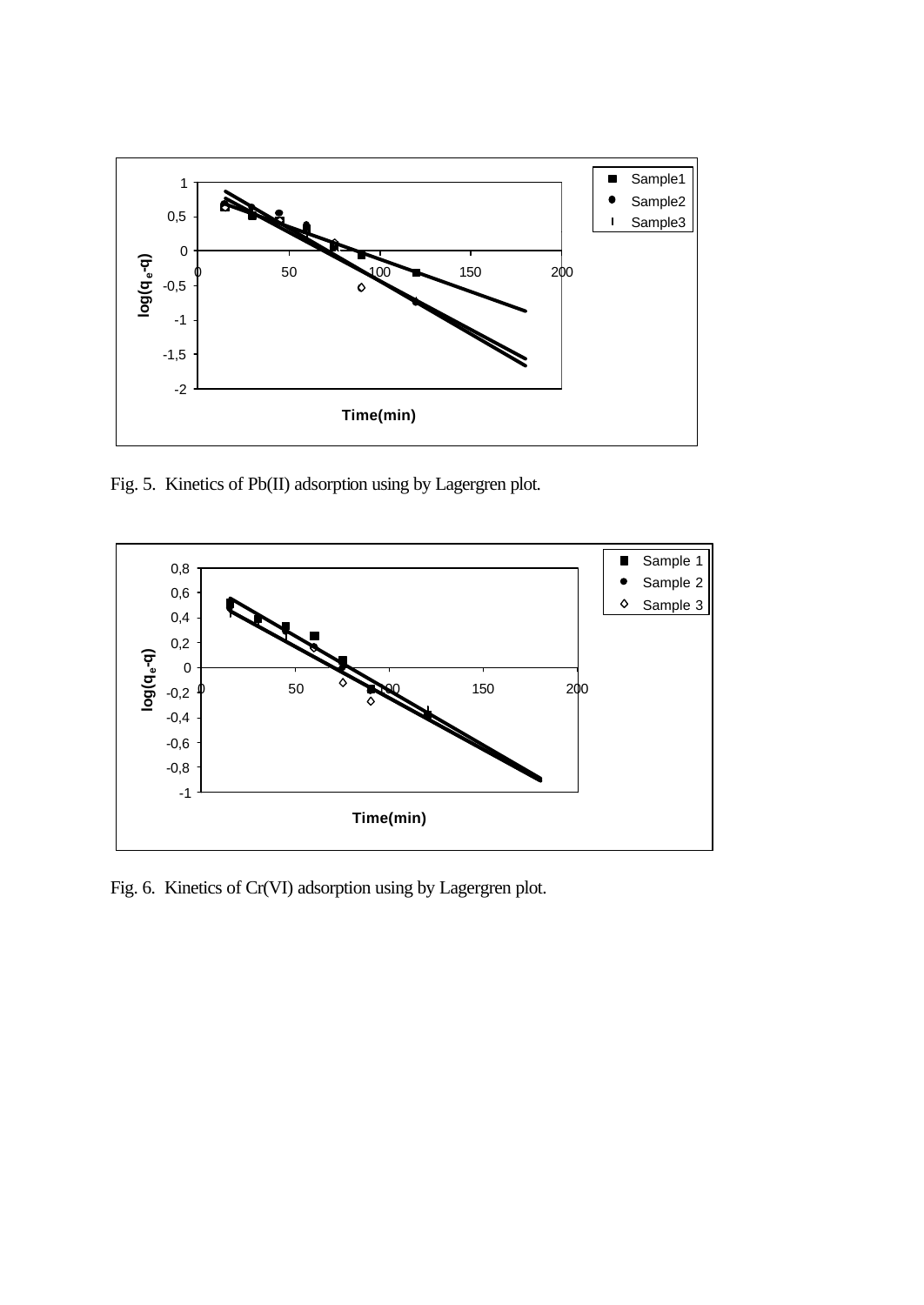Fig. 5. Kinetics of Pb(II) adsorption using by Lagergren plot.

Fig. 6. Kinetics of Cr(VI) adsorption using by Lagergren plot.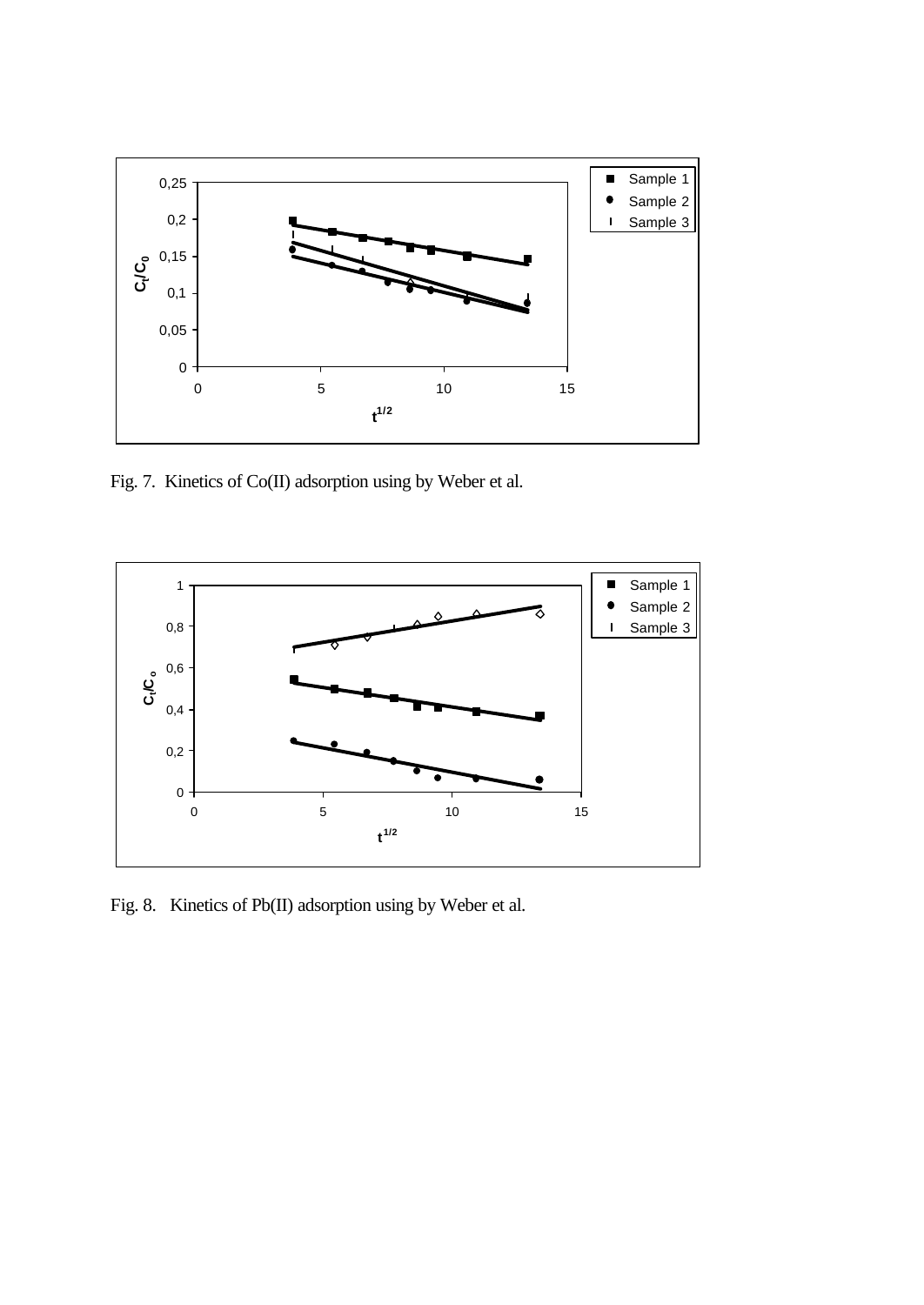Fig. 7. Kinetics of Co(II) adsorption using by Weber et al.

Fig. 8. Kinetics of Pb(II) adsorption using by Weber et al.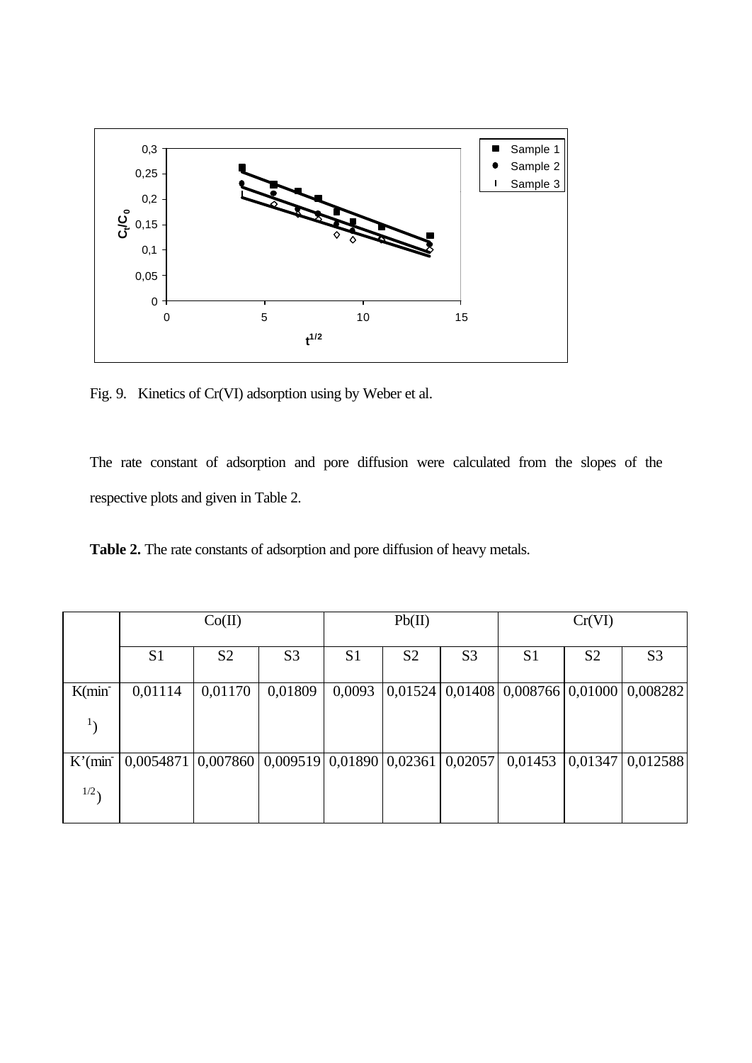Fig. 9. Kinetics of Cr(VI) adsorption using by Weber et al.

The rate constant of adsorption and pore diffusion were calculated from the slopes of the respective plots and given in Table 2.

**Table 2.** The rate constants of adsorption and pore diffusion of heavy metals.

| | Co(II) | | | Pb(II) | | | Cr(VI) | | |
|---|---|---|---|---|---|---|---|---|---|
| | S1 | S2 | S3 | S1 | S2 | S3 | S1 | S2 | S3 |
| K($min^{-1}$) | 0,01114 | 0,01170 | 0,01809 | 0,0093 | 0,01524 | 0,01408 | 0,008766 | 0,01000 | 0,008282 |
| K'($min^{-1/2}$) | 0,0054871 | 0,007860 | 0,009519 | 0,01890 | 0,02361 | 0,02057 | 0,01453 | 0,01347 | 0,012588 |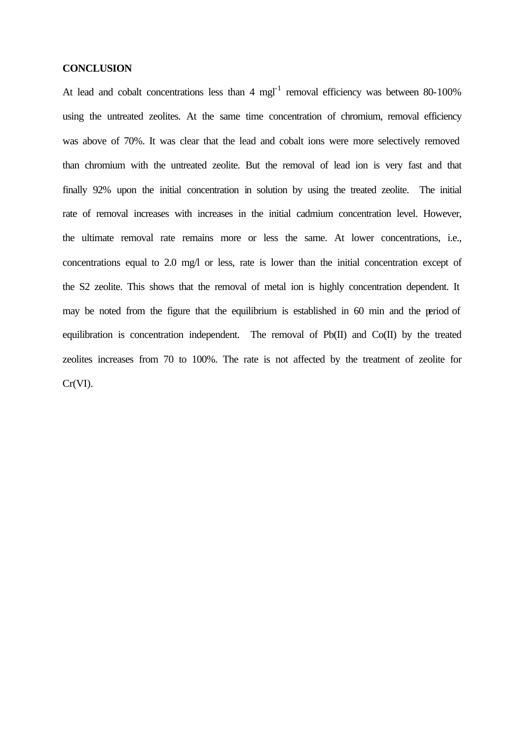**CONCLUSION**

At lead and cobalt concentrations less than 4 $mgl^{-1}$ removal efficiency was between 80-100% using the untreated zeolites. At the same time concentration of chromium, removal efficiency was above of 70%. It was clear that the lead and cobalt ions were more selectively removed than chromium with the untreated zeolite. But the removal of lead ion is very fast and that finally 92% upon the initial concentration in solution by using the treated zeolite. The initial rate of removal increases with increases in the initial cadmium concentration level. However, the ultimate removal rate remains more or less the same. At lower concentrations, i.e., concentrations equal to 2.0 mg/l or less, rate is lower than the initial concentration except of the S2 zeolite. This shows that the removal of metal ion is highly concentration dependent. It may be noted from the figure that the equilibrium is established in 60 min and the period of equilibration is concentration independent. The removal of Pb(II) and Co(II) by the treated zeolites increases from 70 to 100%. The rate is not affected by the treatment of zeolite for Cr(VI).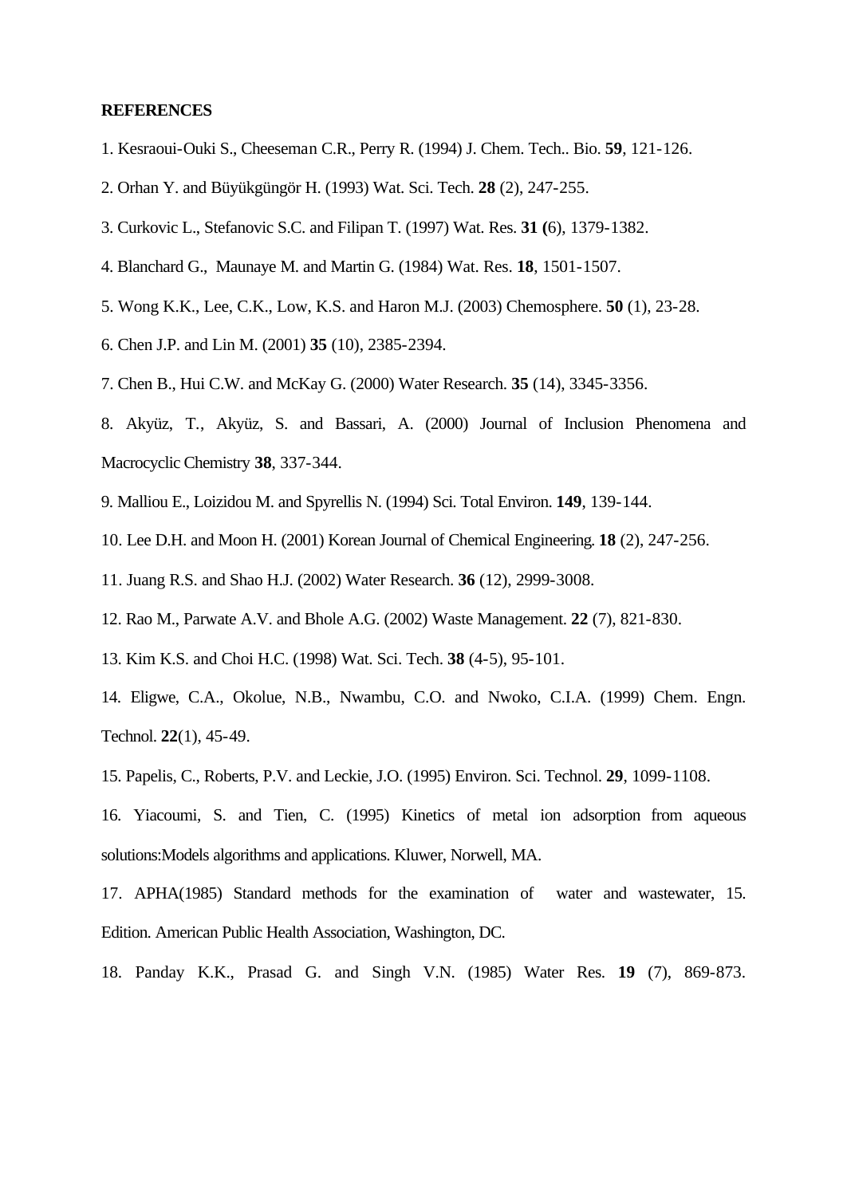**REFERENCES**

1. Kesraoui-Ouki S., Cheeseman C.R., Perry R. (1994) J. Chem. Tech.. Bio. **59**, 121-126.

2. Orhan Y. and Büyükgüngör H. (1993) Wat. Sci. Tech. **28** (2), 247-255.

3. Curkovic L., Stefanovic S.C. and Filipan T. (1997) Wat. Res. **31 (**6), 1379-1382.

4. Blanchard G., Maunaye M. and Martin G. (1984) Wat. Res. **18**, 1501-1507.

5. Wong K.K., Lee, C.K., Low, K.S. and Haron M.J. (2003) Chemosphere. **50** (1), 23-28.

6. Chen J.P. and Lin M. (2001) **35** (10), 2385-2394.

7. Chen B., Hui C.W. and McKay G. (2000) Water Research. **35** (14), 3345-3356.

8. Akyüz, T., Akyüz, S. and Bassari, A. (2000) Journal of Inclusion Phenomena and Macrocyclic Chemistry **38**, 337-344.

9. Malliou E., Loizidou M. and Spyrellis N. (1994) Sci. Total Environ. **149**, 139-144.

10. Lee D.H. and Moon H. (2001) Korean Journal of Chemical Engineering. **18** (2), 247-256.

11. Juang R.S. and Shao H.J. (2002) Water Research. **36** (12), 2999-3008.

12. Rao M., Parwate A.V. and Bhole A.G. (2002) Waste Management. **22** (7), 821-830.

13. Kim K.S. and Choi H.C. (1998) Wat. Sci. Tech. **38** (4-5), 95-101.

14. Eligwe, C.A., Okolue, N.B., Nwambu, C.O. and Nwoko, C.I.A. (1999) Chem. Engn. Technol. **22**(1), 45-49.

15. Papelis, C., Roberts, P.V. and Leckie, J.O. (1995) Environ. Sci. Technol. **29**, 1099-1108.

16. Yiacoumi, S. and Tien, C. (1995) Kinetics of metal ion adsorption from aqueous solutions:Models algorithms and applications. Kluwer, Norwell, MA.

17. APHA(1985) Standard methods for the examination of water and wastewater, 15. Edition. American Public Health Association, Washington, DC.

18. Panday K.K., Prasad G. and Singh V.N. (1985) Water Res. **19** (7), 869-873.